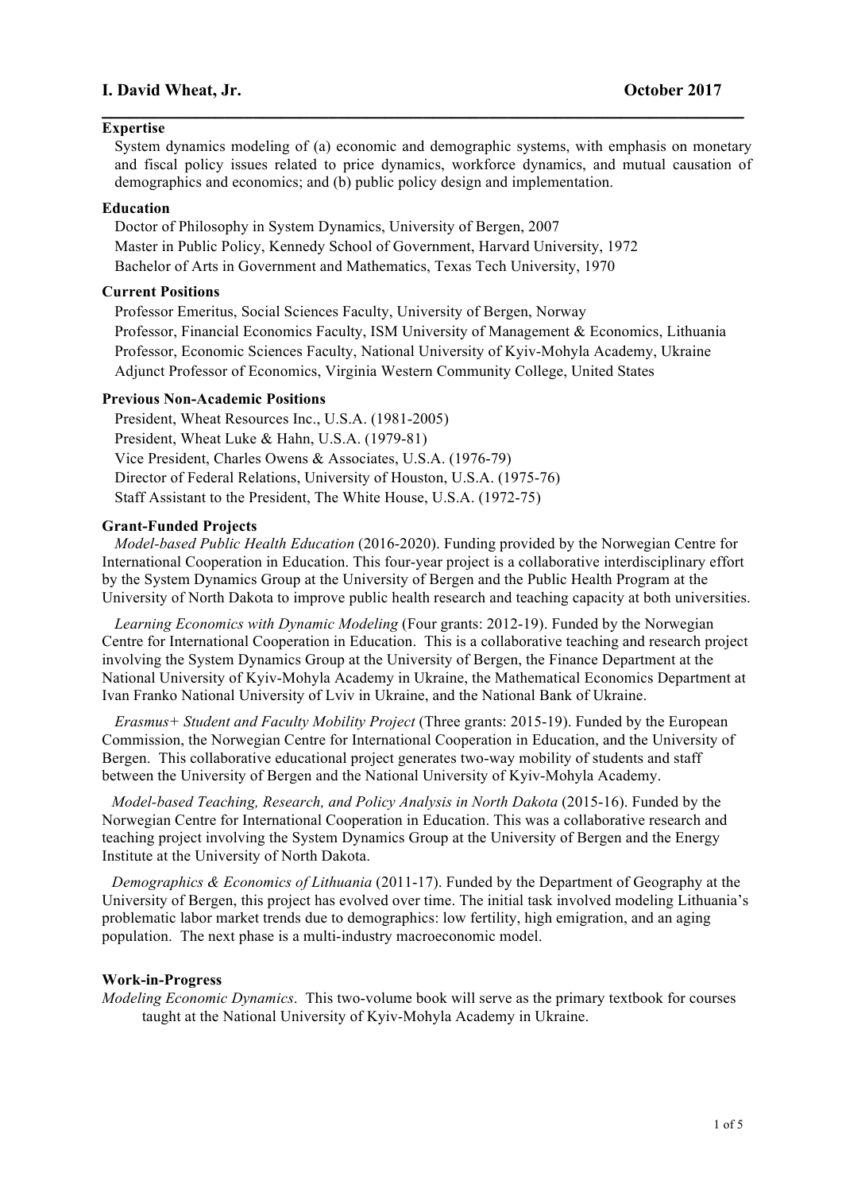# I. David Wheat, Jr. — October 2017

---

**Expertise**

System dynamics modeling of (a) economic and demographic systems, with emphasis on monetary and fiscal policy issues related to price dynamics, workforce dynamics, and mutual causation of demographics and economics; and (b) public policy design and implementation.

**Education**

Doctor of Philosophy in System Dynamics, University of Bergen, 2007
Master in Public Policy, Kennedy School of Government, Harvard University, 1972
Bachelor of Arts in Government and Mathematics, Texas Tech University, 1970

**Current Positions**

Professor Emeritus, Social Sciences Faculty, University of Bergen, Norway
Professor, Financial Economics Faculty, ISM University of Management & Economics, Lithuania
Professor, Economic Sciences Faculty, National University of Kyiv-Mohyla Academy, Ukraine
Adjunct Professor of Economics, Virginia Western Community College, United States

**Previous Non-Academic Positions**

President, Wheat Resources Inc., U.S.A. (1981-2005)
President, Wheat Luke & Hahn, U.S.A. (1979-81)
Vice President, Charles Owens & Associates, U.S.A. (1976-79)
Director of Federal Relations, University of Houston, U.S.A. (1975-76)
Staff Assistant to the President, The White House, U.S.A. (1972-75)

**Grant-Funded Projects**

*Model-based Public Health Education* (2016-2020). Funding provided by the Norwegian Centre for International Cooperation in Education. This four-year project is a collaborative interdisciplinary effort by the System Dynamics Group at the University of Bergen and the Public Health Program at the University of North Dakota to improve public health research and teaching capacity at both universities.

*Learning Economics with Dynamic Modeling* (Four grants: 2012-19). Funded by the Norwegian Centre for International Cooperation in Education. This is a collaborative teaching and research project involving the System Dynamics Group at the University of Bergen, the Finance Department at the National University of Kyiv-Mohyla Academy in Ukraine, the Mathematical Economics Department at Ivan Franko National University of Lviv in Ukraine, and the National Bank of Ukraine.

*Erasmus+ Student and Faculty Mobility Project* (Three grants: 2015-19). Funded by the European Commission, the Norwegian Centre for International Cooperation in Education, and the University of Bergen. This collaborative educational project generates two-way mobility of students and staff between the University of Bergen and the National University of Kyiv-Mohyla Academy.

*Model-based Teaching, Research, and Policy Analysis in North Dakota* (2015-16). Funded by the Norwegian Centre for International Cooperation in Education. This was a collaborative research and teaching project involving the System Dynamics Group at the University of Bergen and the Energy Institute at the University of North Dakota.

*Demographics & Economics of Lithuania* (2011-17). Funded by the Department of Geography at the University of Bergen, this project has evolved over time. The initial task involved modeling Lithuania's problematic labor market trends due to demographics: low fertility, high emigration, and an aging population. The next phase is a multi-industry macroeconomic model.

**Work-in-Progress**

*Modeling Economic Dynamics*. This two-volume book will serve as the primary textbook for courses taught at the National University of Kyiv-Mohyla Academy in Ukraine.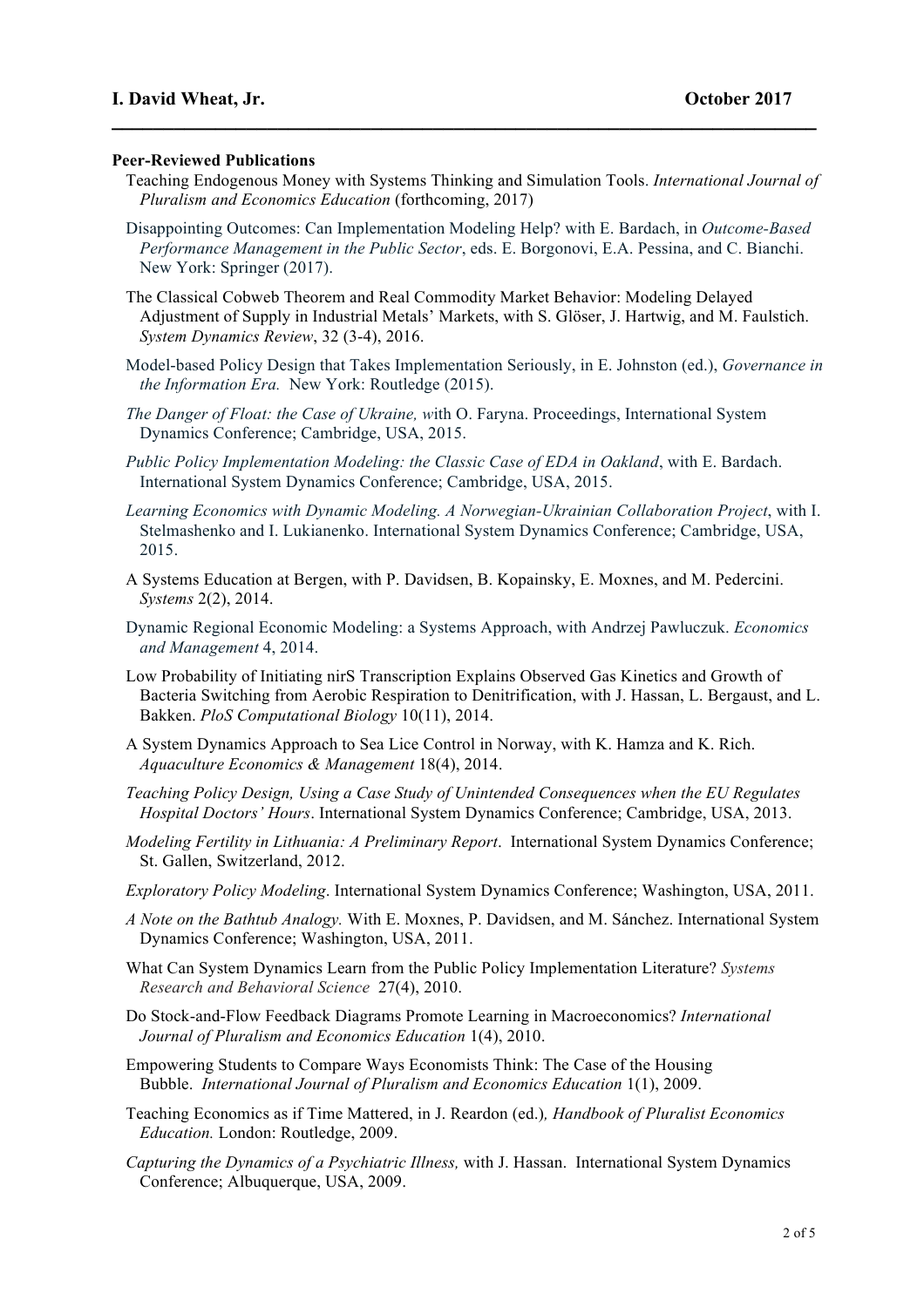## Peer-Reviewed Publications

Teaching Endogenous Money with Systems Thinking and Simulation Tools. *International Journal of Pluralism and Economics Education* (forthcoming, 2017)

Disappointing Outcomes: Can Implementation Modeling Help? with E. Bardach, in *Outcome-Based Performance Management in the Public Sector*, eds. E. Borgonovi, E.A. Pessina, and C. Bianchi. New York: Springer (2017).

The Classical Cobweb Theorem and Real Commodity Market Behavior: Modeling Delayed Adjustment of Supply in Industrial Metals' Markets, with S. Glöser, J. Hartwig, and M. Faulstich. *System Dynamics Review*, 32 (3-4), 2016.

Model-based Policy Design that Takes Implementation Seriously, in E. Johnston (ed.), *Governance in the Information Era.* New York: Routledge (2015).

*The Danger of Float: the Case of Ukraine, w*ith O. Faryna. Proceedings, International System Dynamics Conference; Cambridge, USA, 2015.

*Public Policy Implementation Modeling: the Classic Case of EDA in Oakland*, with E. Bardach. International System Dynamics Conference; Cambridge, USA, 2015.

*Learning Economics with Dynamic Modeling. A Norwegian-Ukrainian Collaboration Project*, with I. Stelmashenko and I. Lukianenko. International System Dynamics Conference; Cambridge, USA, 2015.

A Systems Education at Bergen, with P. Davidsen, B. Kopainsky, E. Moxnes, and M. Pedercini. *Systems* 2(2), 2014.

Dynamic Regional Economic Modeling: a Systems Approach, with Andrzej Pawluczuk. *Economics and Management* 4, 2014.

Low Probability of Initiating nirS Transcription Explains Observed Gas Kinetics and Growth of Bacteria Switching from Aerobic Respiration to Denitrification, with J. Hassan, L. Bergaust, and L. Bakken. *PloS Computational Biology* 10(11), 2014.

A System Dynamics Approach to Sea Lice Control in Norway, with K. Hamza and K. Rich. *Aquaculture Economics & Management* 18(4), 2014.

*Teaching Policy Design, Using a Case Study of Unintended Consequences when the EU Regulates Hospital Doctors' Hours*. International System Dynamics Conference; Cambridge, USA, 2013.

*Modeling Fertility in Lithuania: A Preliminary Report*. International System Dynamics Conference; St. Gallen, Switzerland, 2012.

*Exploratory Policy Modeling*. International System Dynamics Conference; Washington, USA, 2011.

*A Note on the Bathtub Analogy.* With E. Moxnes, P. Davidsen, and M. Sánchez. International System Dynamics Conference; Washington, USA, 2011.

What Can System Dynamics Learn from the Public Policy Implementation Literature? *Systems Research and Behavioral Science* 27(4), 2010.

Do Stock-and-Flow Feedback Diagrams Promote Learning in Macroeconomics? *International Journal of Pluralism and Economics Education* 1(4), 2010.

Empowering Students to Compare Ways Economists Think: The Case of the Housing Bubble. *International Journal of Pluralism and Economics Education* 1(1), 2009.

Teaching Economics as if Time Mattered, in J. Reardon (ed.)*, Handbook of Pluralist Economics Education.* London: Routledge, 2009.

*Capturing the Dynamics of a Psychiatric Illness,* with J. Hassan. International System Dynamics Conference; Albuquerque, USA, 2009.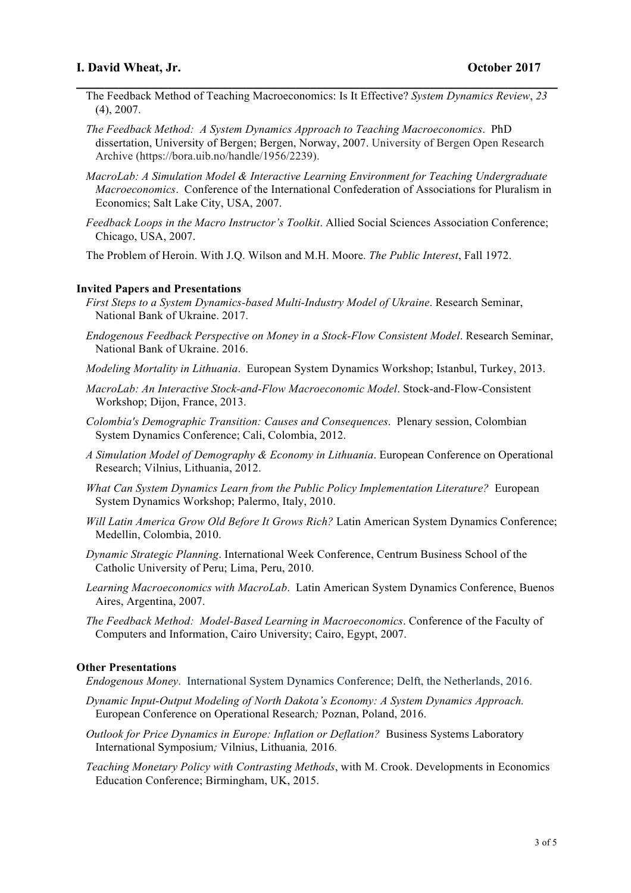The Feedback Method of Teaching Macroeconomics: Is It Effective? *System Dynamics Review*, *23* (4), 2007.

*The Feedback Method: A System Dynamics Approach to Teaching Macroeconomics*. PhD dissertation, University of Bergen; Bergen, Norway, 2007. University of Bergen Open Research Archive (https://bora.uib.no/handle/1956/2239).

*MacroLab: A Simulation Model & Interactive Learning Environment for Teaching Undergraduate Macroeconomics*. Conference of the International Confederation of Associations for Pluralism in Economics; Salt Lake City, USA, 2007.

*Feedback Loops in the Macro Instructor's Toolkit*. Allied Social Sciences Association Conference; Chicago, USA, 2007.

The Problem of Heroin. With J.Q. Wilson and M.H. Moore. *The Public Interest*, Fall 1972.

**Invited Papers and Presentations**

*First Steps to a System Dynamics-based Multi-Industry Model of Ukraine*. Research Seminar, National Bank of Ukraine. 2017.

*Endogenous Feedback Perspective on Money in a Stock-Flow Consistent Model*. Research Seminar, National Bank of Ukraine. 2016.

*Modeling Mortality in Lithuania*. European System Dynamics Workshop; Istanbul, Turkey, 2013.

*MacroLab: An Interactive Stock-and-Flow Macroeconomic Model*. Stock-and-Flow-Consistent Workshop; Dijon, France, 2013.

*Colombia's Demographic Transition: Causes and Consequences*. Plenary session, Colombian System Dynamics Conference; Cali, Colombia, 2012.

*A Simulation Model of Demography & Economy in Lithuania*. European Conference on Operational Research; Vilnius, Lithuania, 2012.

*What Can System Dynamics Learn from the Public Policy Implementation Literature?* European System Dynamics Workshop; Palermo, Italy, 2010.

*Will Latin America Grow Old Before It Grows Rich?* Latin American System Dynamics Conference; Medellin, Colombia, 2010.

*Dynamic Strategic Planning*. International Week Conference, Centrum Business School of the Catholic University of Peru; Lima, Peru, 2010.

*Learning Macroeconomics with MacroLab*. Latin American System Dynamics Conference, Buenos Aires, Argentina, 2007.

*The Feedback Method: Model-Based Learning in Macroeconomics*. Conference of the Faculty of Computers and Information, Cairo University; Cairo, Egypt, 2007.

**Other Presentations**

*Endogenous Money*. International System Dynamics Conference; Delft, the Netherlands, 2016.

*Dynamic Input-Output Modeling of North Dakota's Economy: A System Dynamics Approach.* European Conference on Operational Research*;* Poznan, Poland, 2016.

*Outlook for Price Dynamics in Europe: Inflation or Deflation?* Business Systems Laboratory International Symposium*;* Vilnius, Lithuania*,* 2016*.*

*Teaching Monetary Policy with Contrasting Methods*, with M. Crook. Developments in Economics Education Conference; Birmingham, UK, 2015.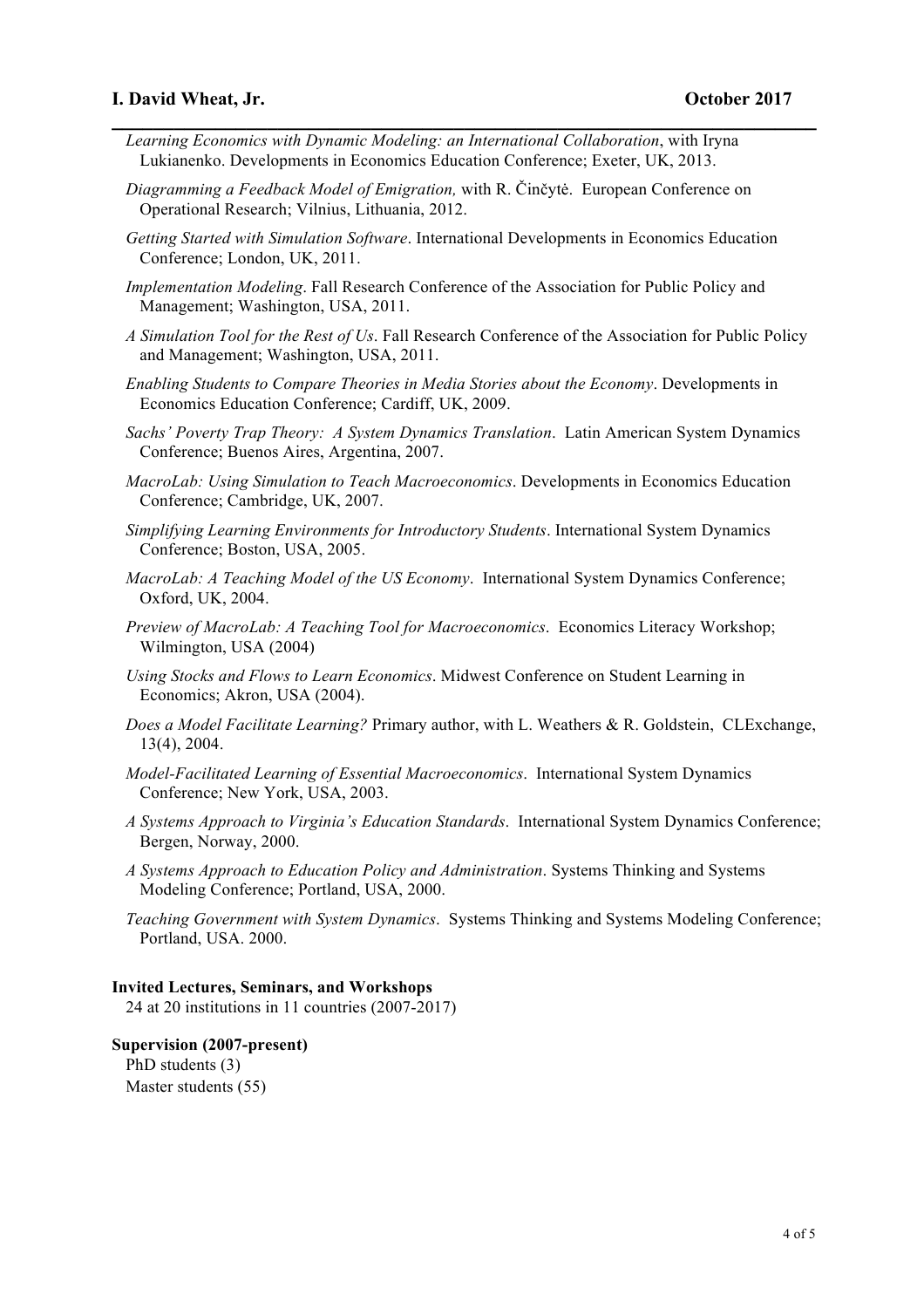*Learning Economics with Dynamic Modeling: an International Collaboration*, with Iryna Lukianenko. Developments in Economics Education Conference; Exeter, UK, 2013.

*Diagramming a Feedback Model of Emigration,* with R. Činčytė. European Conference on Operational Research; Vilnius, Lithuania, 2012.

*Getting Started with Simulation Software*. International Developments in Economics Education Conference; London, UK, 2011.

*Implementation Modeling*. Fall Research Conference of the Association for Public Policy and Management; Washington, USA, 2011.

*A Simulation Tool for the Rest of Us*. Fall Research Conference of the Association for Public Policy and Management; Washington, USA, 2011.

*Enabling Students to Compare Theories in Media Stories about the Economy*. Developments in Economics Education Conference; Cardiff, UK, 2009.

*Sachs' Poverty Trap Theory: A System Dynamics Translation*. Latin American System Dynamics Conference; Buenos Aires, Argentina, 2007.

*MacroLab: Using Simulation to Teach Macroeconomics*. Developments in Economics Education Conference; Cambridge, UK, 2007.

*Simplifying Learning Environments for Introductory Students*. International System Dynamics Conference; Boston, USA, 2005.

*MacroLab: A Teaching Model of the US Economy*. International System Dynamics Conference; Oxford, UK, 2004.

*Preview of MacroLab: A Teaching Tool for Macroeconomics*. Economics Literacy Workshop; Wilmington, USA (2004)

*Using Stocks and Flows to Learn Economics*. Midwest Conference on Student Learning in Economics; Akron, USA (2004).

*Does a Model Facilitate Learning?* Primary author, with L. Weathers & R. Goldstein, CLExchange, 13(4), 2004.

*Model-Facilitated Learning of Essential Macroeconomics*. International System Dynamics Conference; New York, USA, 2003.

*A Systems Approach to Virginia's Education Standards*. International System Dynamics Conference; Bergen, Norway, 2000.

*A Systems Approach to Education Policy and Administration*. Systems Thinking and Systems Modeling Conference; Portland, USA, 2000.

*Teaching Government with System Dynamics*. Systems Thinking and Systems Modeling Conference; Portland, USA. 2000.

**Invited Lectures, Seminars, and Workshops**

24 at 20 institutions in 11 countries (2007-2017)

**Supervision (2007-present)**

PhD students (3)
Master students (55)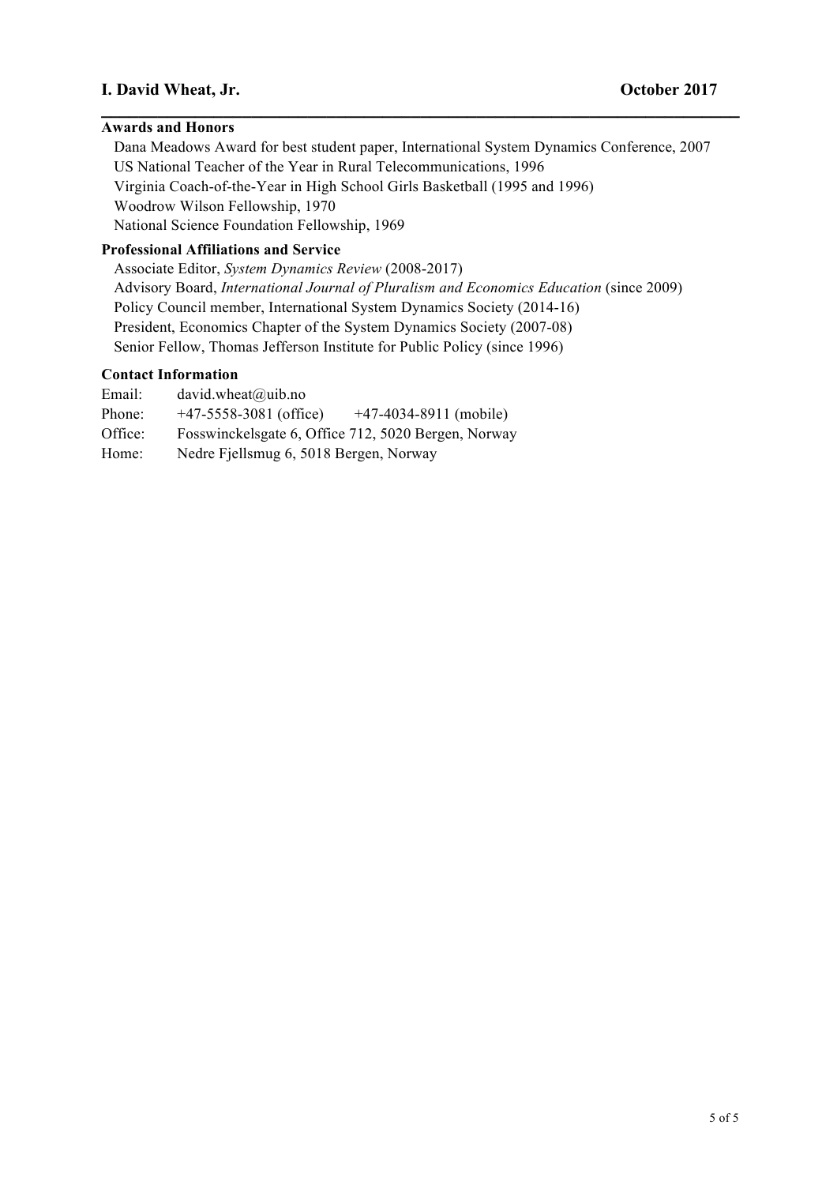## Awards and Honors

Dana Meadows Award for best student paper, International System Dynamics Conference, 2007
US National Teacher of the Year in Rural Telecommunications, 1996
Virginia Coach-of-the-Year in High School Girls Basketball (1995 and 1996)
Woodrow Wilson Fellowship, 1970
National Science Foundation Fellowship, 1969

## Professional Affiliations and Service

Associate Editor, *System Dynamics Review* (2008-2017)
Advisory Board, *International Journal of Pluralism and Economics Education* (since 2009)
Policy Council member, International System Dynamics Society (2014-16)
President, Economics Chapter of the System Dynamics Society (2007-08)
Senior Fellow, Thomas Jefferson Institute for Public Policy (since 1996)

## Contact Information

Email: david.wheat@uib.no
Phone: +47-5558-3081 (office) +47-4034-8911 (mobile)
Office: Fosswinckelsgate 6, Office 712, 5020 Bergen, Norway
Home: Nedre Fjellsmug 6, 5018 Bergen, Norway